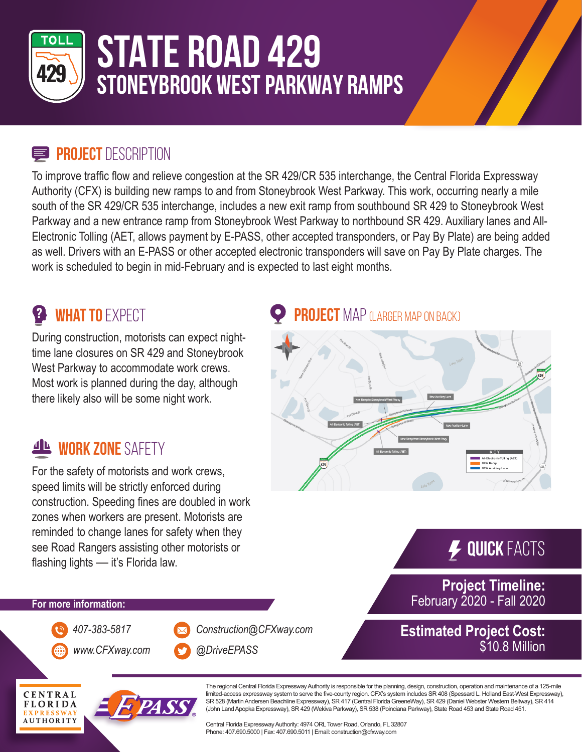# STATE ROAD 429
## STONEYBROOK WEST PARKWAY RAMPS

## PROJECT DESCRIPTION

To improve traffic flow and relieve congestion at the SR 429/CR 535 interchange, the Central Florida Expressway Authority (CFX) is building new ramps to and from Stoneybrook West Parkway. This work, occurring nearly a mile south of the SR 429/CR 535 interchange, includes a new exit ramp from southbound SR 429 to Stoneybrook West Parkway and a new entrance ramp from Stoneybrook West Parkway to northbound SR 429. Auxiliary lanes and All-Electronic Tolling (AET, allows payment by E-PASS, other accepted transponders, or Pay By Plate) are being added as well. Drivers with an E-PASS or other accepted electronic transponders will save on Pay By Plate charges. The work is scheduled to begin in mid-February and is expected to last eight months.

## WHAT TO EXPECT

During construction, motorists can expect night-time lane closures on SR 429 and Stoneybrook West Parkway to accommodate work crews. Most work is planned during the day, although there likely also will be some night work.

## WORK ZONE SAFETY

For the safety of motorists and work crews, speed limits will be strictly enforced during construction. Speeding fines are doubled in work zones when workers are present. Motorists are reminded to change lanes for safety when they see Road Rangers assisting other motorists or flashing lights — it's Florida law.

## PROJECT MAP (LARGER MAP ON BACK)

## QUICK FACTS

**Project Timeline:**
February 2020 - Fall 2020

**Estimated Project Cost:**
$10.8 Million

**For more information:**

407-383-5817
www.CFXway.com
Construction@CFXway.com
@DriveEPASS

The regional Central Florida Expressway Authority is responsible for the planning, design, construction, operation and maintenance of a 125-mile limited-access expressway system to serve the five-county region. CFX's system includes SR 408 (Spessard L. Holland East-West Expressway), SR 528 (Martin Andersen Beachline Expressway), SR 417 (Central Florida GreeneWay), SR 429 (Daniel Webster Western Beltway), SR 414 (John Land Apopka Expressway), SR 429 (Wekiva Parkway), SR 538 (Poinciana Parkway), State Road 453 and State Road 451.

Central Florida Expressway Authority: 4974 ORL Tower Road, Orlando, FL 32807
Phone: 407.690.5000 | Fax: 407.690.5011 | Email: construction@cfxway.com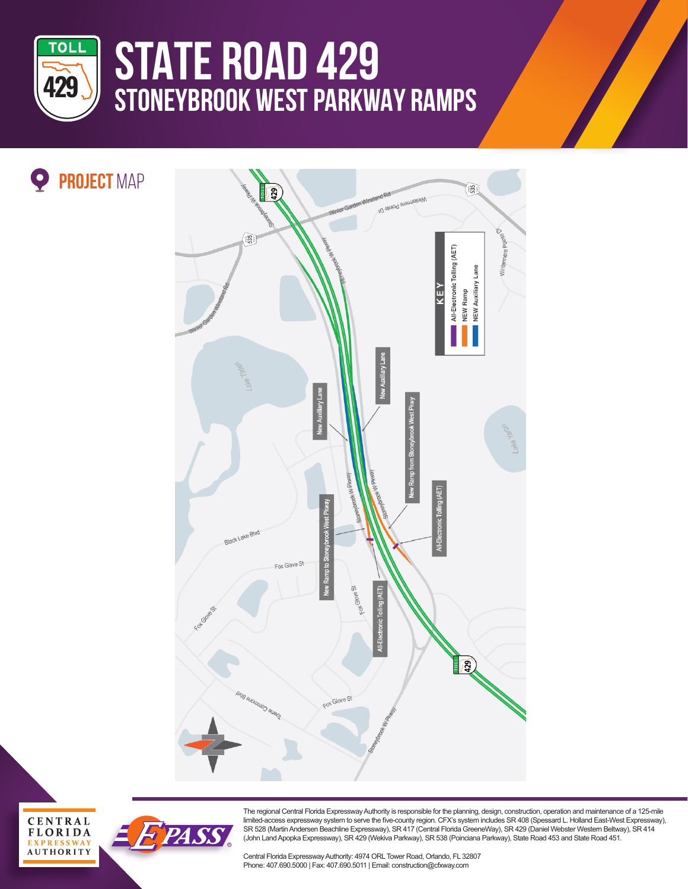# STATE ROAD 429

## STONEYBROOK WEST PARKWAY RAMPS

### PROJECT MAP

KEY
All-Electronic Tolling (AET)
NEW Ramp
NEW Auxiliary Lane

New Auxiliary Lane
New Auxiliary Lane
New Ramp from Stoneybrook West Pkwy
New Ramp to Stoneybrook West Pkway
All-Electronic Tolling (AET)
All-Electronic Tolling (AET)

Winter Garden Vineland Rd
Windermere Pointe Dr
Stoneybrook W Pkwy
Lake Tilden
Lake Yarboo
Black Lake Blvd
Fox Glove St
Towne Commons Blvd
535
429

CENTRAL FLORIDA EXPRESSWAY AUTHORITY

E-PASS

The regional Central Florida Expressway Authority is responsible for the planning, design, construction, operation and maintenance of a 125-mile limited-access expressway system to serve the five-county region. CFX's system includes SR 408 (Spessard L. Holland East-West Expressway), SR 528 (Martin Andersen Beachline Expressway), SR 417 (Central Florida GreeneWay), SR 429 (Daniel Webster Western Beltway), SR 414 (John Land Apopka Expressway), SR 429 (Wekiva Parkway), SR 538 (Poinciana Parkway), State Road 453 and State Road 451.

Central Florida Expressway Authority: 4974 ORL Tower Road, Orlando, FL 32807
Phone: 407.690.5000 | Fax: 407.690.5011 | Email: construction@cfxway.com